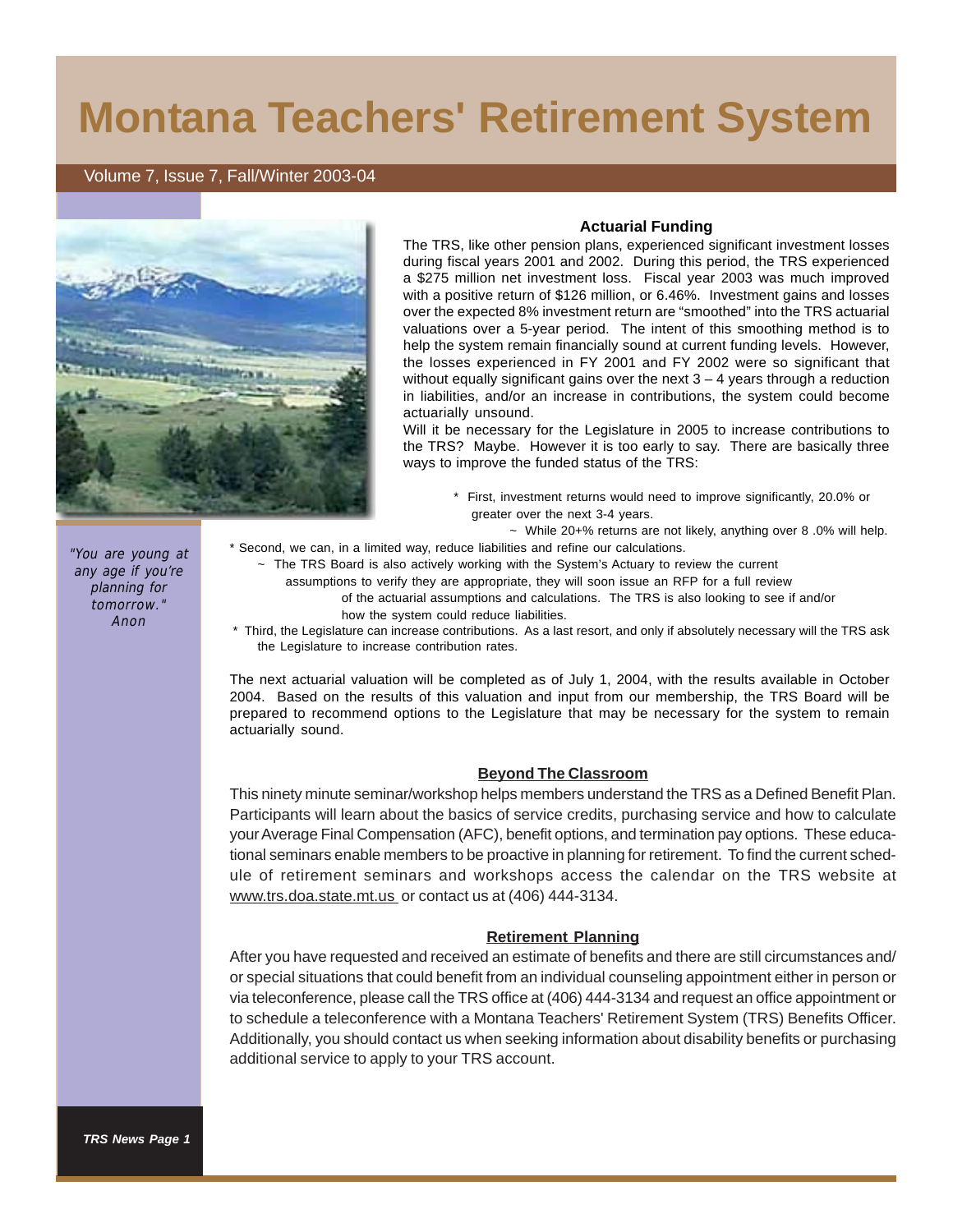# Montana Teachers' Retirement System

Volume 7, Issue 7, Fall/Winter 2003-04

*"You are young at any age if you're planning for tomorrow." Anon*

### Actuarial Funding

The TRS, like other pension plans, experienced significant investment losses during fiscal years 2001 and 2002. During this period, the TRS experienced a $275 million net investment loss. Fiscal year 2003 was much improved with a positive return of $126 million, or 6.46%. Investment gains and losses over the expected 8% investment return are "smoothed" into the TRS actuarial valuations over a 5-year period. The intent of this smoothing method is to help the system remain financially sound at current funding levels. However, the losses experienced in FY 2001 and FY 2002 were so significant that without equally significant gains over the next 3 – 4 years through a reduction in liabilities, and/or an increase in contributions, the system could become actuarially unsound.

Will it be necessary for the Legislature in 2005 to increase contributions to the TRS? Maybe. However it is too early to say. There are basically three ways to improve the funded status of the TRS:

* First, investment returns would need to improve significantly, 20.0% or greater over the next 3-4 years.
  ~ While 20+% returns are not likely, anything over 8 .0% will help.
* Second, we can, in a limited way, reduce liabilities and refine our calculations.
  ~ The TRS Board is also actively working with the System's Actuary to review the current assumptions to verify they are appropriate, they will soon issue an RFP for a full review of the actuarial assumptions and calculations. The TRS is also looking to see if and/or how the system could reduce liabilities.
* Third, the Legislature can increase contributions. As a last resort, and only if absolutely necessary will the TRS ask the Legislature to increase contribution rates.

The next actuarial valuation will be completed as of July 1, 2004, with the results available in October 2004. Based on the results of this valuation and input from our membership, the TRS Board will be prepared to recommend options to the Legislature that may be necessary for the system to remain actuarially sound.

### Beyond The Classroom

This ninety minute seminar/workshop helps members understand the TRS as a Defined Benefit Plan. Participants will learn about the basics of service credits, purchasing service and how to calculate your Average Final Compensation (AFC), benefit options, and termination pay options. These educational seminars enable members to be proactive in planning for retirement. To find the current schedule of retirement seminars and workshops access the calendar on the TRS website at www.trs.doa.state.mt.us or contact us at (406) 444-3134.

### Retirement Planning

After you have requested and received an estimate of benefits and there are still circumstances and/or special situations that could benefit from an individual counseling appointment either in person or via teleconference, please call the TRS office at (406) 444-3134 and request an office appointment or to schedule a teleconference with a Montana Teachers' Retirement System (TRS) Benefits Officer. Additionally, you should contact us when seeking information about disability benefits or purchasing additional service to apply to your TRS account.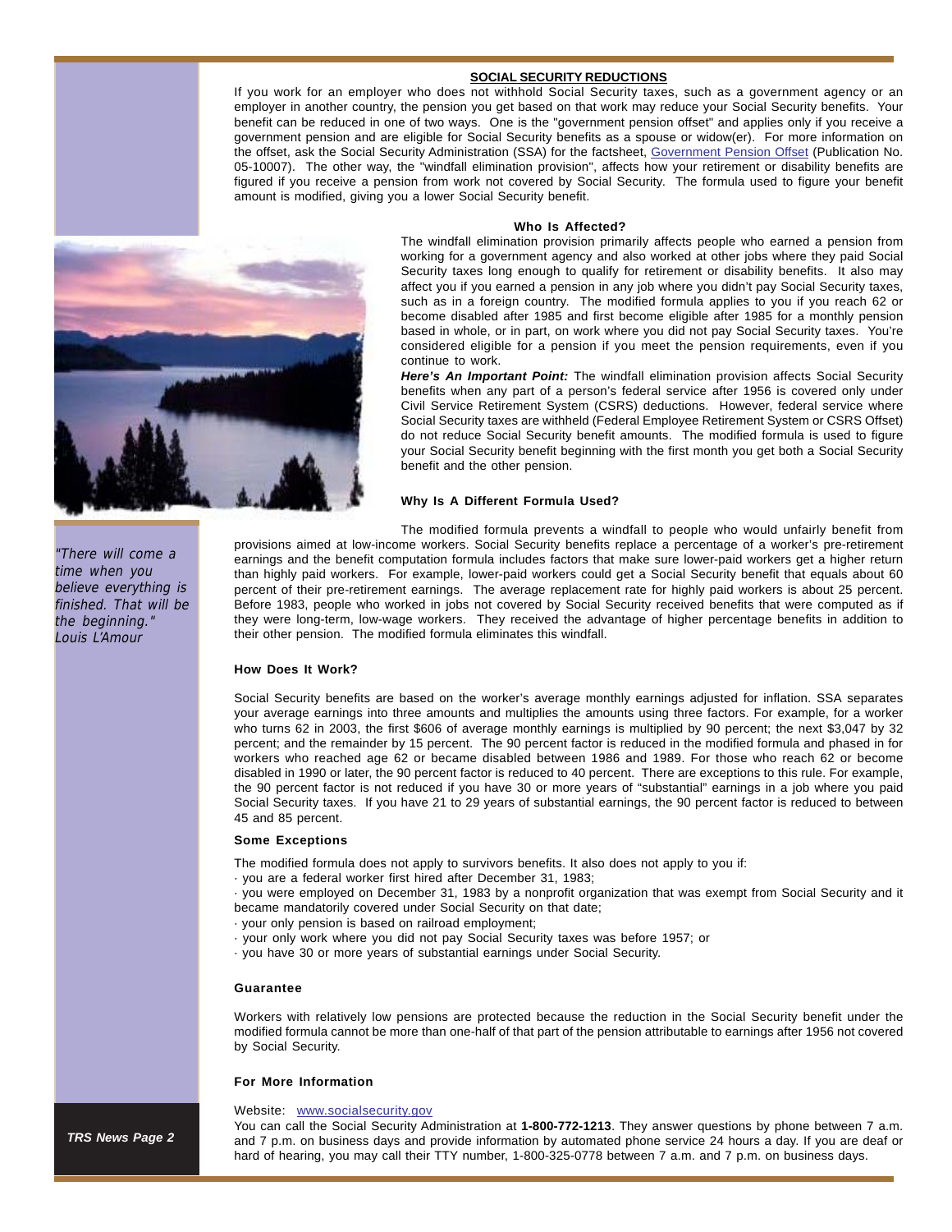## SOCIAL SECURITY REDUCTIONS

If you work for an employer who does not withhold Social Security taxes, such as a government agency or an employer in another country, the pension you get based on that work may reduce your Social Security benefits. Your benefit can be reduced in one of two ways. One is the "government pension offset" and applies only if you receive a government pension and are eligible for Social Security benefits as a spouse or widow(er). For more information on the offset, ask the Social Security Administration (SSA) for the factsheet, Government Pension Offset (Publication No. 05-10007). The other way, the "windfall elimination provision", affects how your retirement or disability benefits are figured if you receive a pension from work not covered by Social Security. The formula used to figure your benefit amount is modified, giving you a lower Social Security benefit.

### Who Is Affected?

The windfall elimination provision primarily affects people who earned a pension from working for a government agency and also worked at other jobs where they paid Social Security taxes long enough to qualify for retirement or disability benefits. It also may affect you if you earned a pension in any job where you didn't pay Social Security taxes, such as in a foreign country. The modified formula applies to you if you reach 62 or become disabled after 1985 and first become eligible after 1985 for a monthly pension based in whole, or in part, on work where you did not pay Social Security taxes. You're considered eligible for a pension if you meet the pension requirements, even if you continue to work.

***Here's An Important Point:*** The windfall elimination provision affects Social Security benefits when any part of a person's federal service after 1956 is covered only under Civil Service Retirement System (CSRS) deductions. However, federal service where Social Security taxes are withheld (Federal Employee Retirement System or CSRS Offset) do not reduce Social Security benefit amounts. The modified formula is used to figure your Social Security benefit beginning with the first month you get both a Social Security benefit and the other pension.

### Why Is A Different Formula Used?

The modified formula prevents a windfall to people who would unfairly benefit from provisions aimed at low-income workers. Social Security benefits replace a percentage of a worker's pre-retirement earnings and the benefit computation formula includes factors that make sure lower-paid workers get a higher return than highly paid workers. For example, lower-paid workers could get a Social Security benefit that equals about 60 percent of their pre-retirement earnings. The average replacement rate for highly paid workers is about 25 percent. Before 1983, people who worked in jobs not covered by Social Security received benefits that were computed as if they were long-term, low-wage workers. They received the advantage of higher percentage benefits in addition to their other pension. The modified formula eliminates this windfall.

*"There will come a time when you believe everything is finished. That will be the beginning." Louis L'Amour*

### How Does It Work?

Social Security benefits are based on the worker's average monthly earnings adjusted for inflation. SSA separates your average earnings into three amounts and multiplies the amounts using three factors. For example, for a worker who turns 62 in 2003, the first $606 of average monthly earnings is multiplied by 90 percent; the next $3,047 by 32 percent; and the remainder by 15 percent. The 90 percent factor is reduced in the modified formula and phased in for workers who reached age 62 or became disabled between 1986 and 1989. For those who reach 62 or become disabled in 1990 or later, the 90 percent factor is reduced to 40 percent. There are exceptions to this rule. For example, the 90 percent factor is not reduced if you have 30 or more years of "substantial" earnings in a job where you paid Social Security taxes. If you have 21 to 29 years of substantial earnings, the 90 percent factor is reduced to between 45 and 85 percent.

### Some Exceptions

The modified formula does not apply to survivors benefits. It also does not apply to you if:

- you are a federal worker first hired after December 31, 1983;
- you were employed on December 31, 1983 by a nonprofit organization that was exempt from Social Security and it became mandatorily covered under Social Security on that date;
- your only pension is based on railroad employment;
- your only work where you did not pay Social Security taxes was before 1957; or
- you have 30 or more years of substantial earnings under Social Security.

### Guarantee

Workers with relatively low pensions are protected because the reduction in the Social Security benefit under the modified formula cannot be more than one-half of that part of the pension attributable to earnings after 1956 not covered by Social Security.

### For More Information

Website: www.socialsecurity.gov

You can call the Social Security Administration at **1-800-772-1213**. They answer questions by phone between 7 a.m. and 7 p.m. on business days and provide information by automated phone service 24 hours a day. If you are deaf or hard of hearing, you may call their TTY number, 1-800-325-0778 between 7 a.m. and 7 p.m. on business days.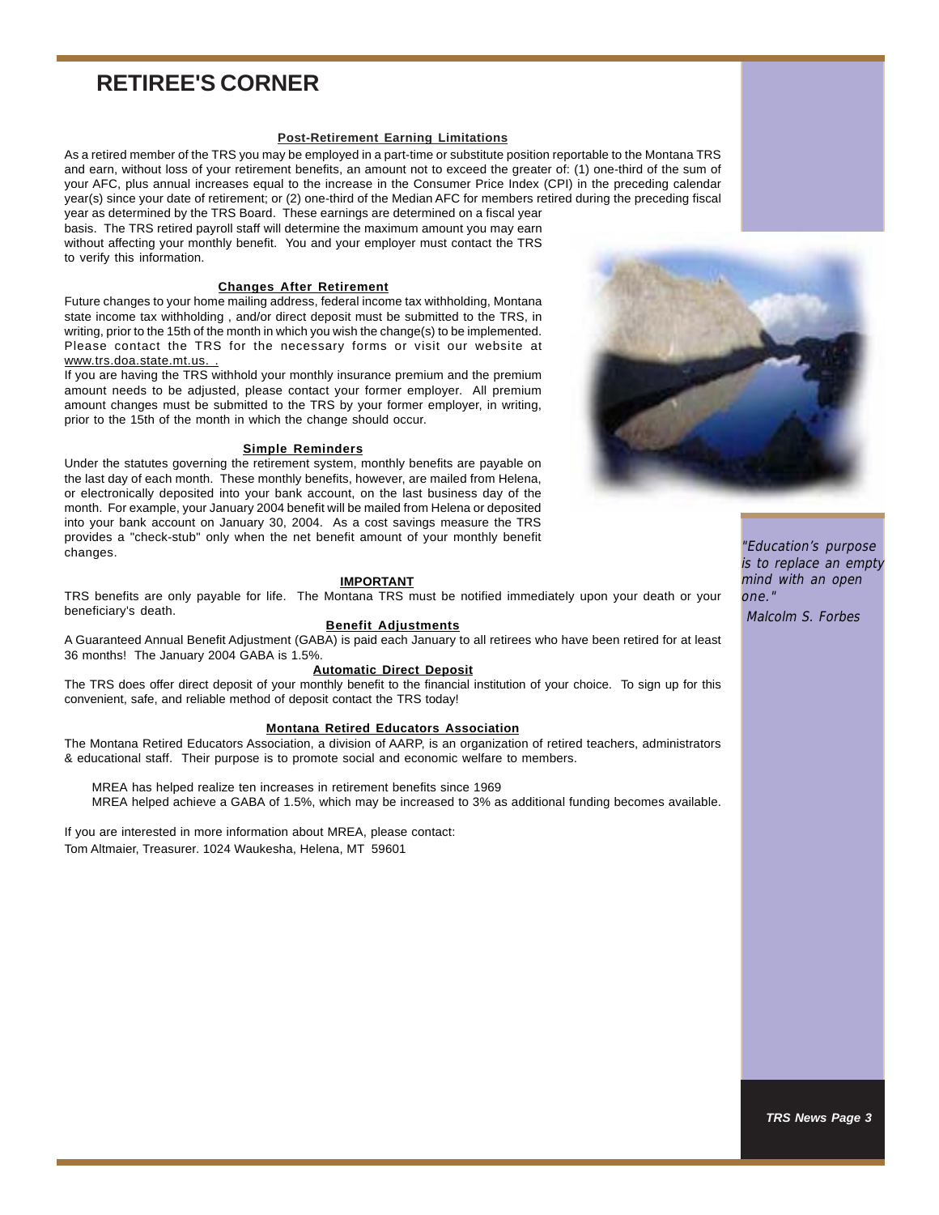# RETIREE'S CORNER

### Post-Retirement Earning Limitations

As a retired member of the TRS you may be employed in a part-time or substitute position reportable to the Montana TRS and earn, without loss of your retirement benefits, an amount not to exceed the greater of: (1) one-third of the sum of your AFC, plus annual increases equal to the increase in the Consumer Price Index (CPI) in the preceding calendar year(s) since your date of retirement; or (2) one-third of the Median AFC for members retired during the preceding fiscal year as determined by the TRS Board. These earnings are determined on a fiscal year basis. The TRS retired payroll staff will determine the maximum amount you may earn without affecting your monthly benefit. You and your employer must contact the TRS to verify this information.

### Changes After Retirement

Future changes to your home mailing address, federal income tax withholding, Montana state income tax withholding , and/or direct deposit must be submitted to the TRS, in writing, prior to the 15th of the month in which you wish the change(s) to be implemented. Please contact the TRS for the necessary forms or visit our website at www.trs.doa.state.mt.us. .

If you are having the TRS withhold your monthly insurance premium and the premium amount needs to be adjusted, please contact your former employer. All premium amount changes must be submitted to the TRS by your former employer, in writing, prior to the 15th of the month in which the change should occur.

### Simple Reminders

Under the statutes governing the retirement system, monthly benefits are payable on the last day of each month. These monthly benefits, however, are mailed from Helena, or electronically deposited into your bank account, on the last business day of the month. For example, your January 2004 benefit will be mailed from Helena or deposited into your bank account on January 30, 2004. As a cost savings measure the TRS provides a "check-stub" only when the net benefit amount of your monthly benefit changes.

### IMPORTANT

TRS benefits are only payable for life. The Montana TRS must be notified immediately upon your death or your beneficiary's death.

### Benefit Adjustments

A Guaranteed Annual Benefit Adjustment (GABA) is paid each January to all retirees who have been retired for at least 36 months! The January 2004 GABA is 1.5%.

### Automatic Direct Deposit

The TRS does offer direct deposit of your monthly benefit to the financial institution of your choice. To sign up for this convenient, safe, and reliable method of deposit contact the TRS today!

### Montana Retired Educators Association

The Montana Retired Educators Association, a division of AARP, is an organization of retired teachers, administrators & educational staff. Their purpose is to promote social and economic welfare to members.

MREA has helped realize ten increases in retirement benefits since 1969
MREA helped achieve a GABA of 1.5%, which may be increased to 3% as additional funding becomes available.

If you are interested in more information about MREA, please contact:
Tom Altmaier, Treasurer. 1024 Waukesha, Helena, MT 59601

*"Education's purpose is to replace an empty mind with an open one."*

*Malcolm S. Forbes*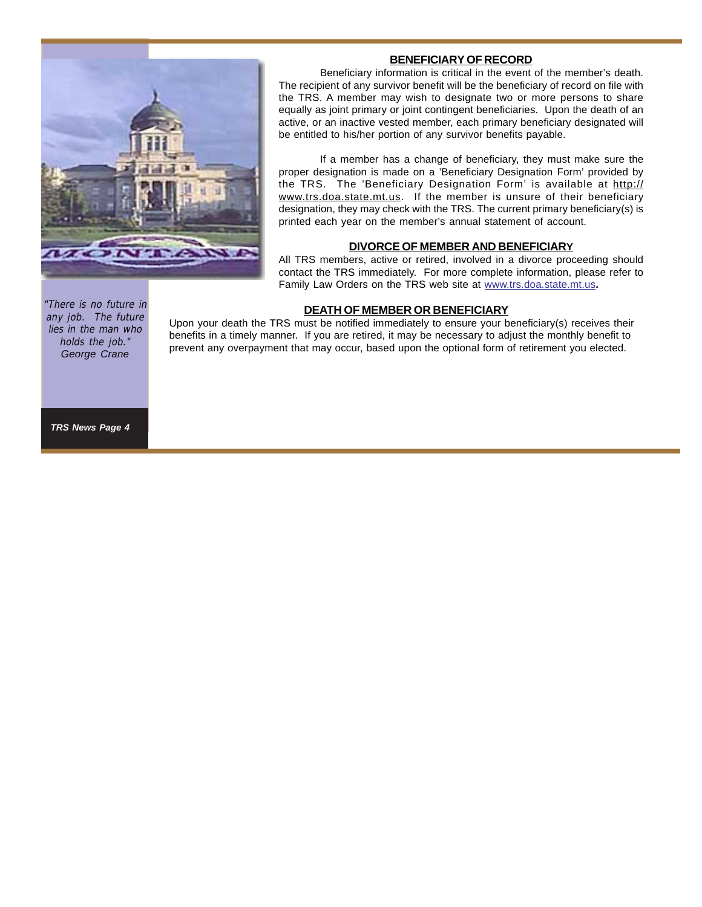## BENEFICIARY OF RECORD

Beneficiary information is critical in the event of the member's death. The recipient of any survivor benefit will be the beneficiary of record on file with the TRS. A member may wish to designate two or more persons to share equally as joint primary or joint contingent beneficiaries. Upon the death of an active, or an inactive vested member, each primary beneficiary designated will be entitled to his/her portion of any survivor benefits payable.

If a member has a change of beneficiary, they must make sure the proper designation is made on a 'Beneficiary Designation Form' provided by the TRS. The 'Beneficiary Designation Form' is available at http://www.trs.doa.state.mt.us. If the member is unsure of their beneficiary designation, they may check with the TRS. The current primary beneficiary(s) is printed each year on the member's annual statement of account.

## DIVORCE OF MEMBER AND BENEFICIARY

All TRS members, active or retired, involved in a divorce proceeding should contact the TRS immediately. For more complete information, please refer to Family Law Orders on the TRS web site at www.trs.doa.state.mt.us**.**

*"There is no future in any job. The future lies in the man who holds the job."*
*George Crane*

## DEATH OF MEMBER OR BENEFICIARY

Upon your death the TRS must be notified immediately to ensure your beneficiary(s) receives their benefits in a timely manner. If you are retired, it may be necessary to adjust the monthly benefit to prevent any overpayment that may occur, based upon the optional form of retirement you elected.